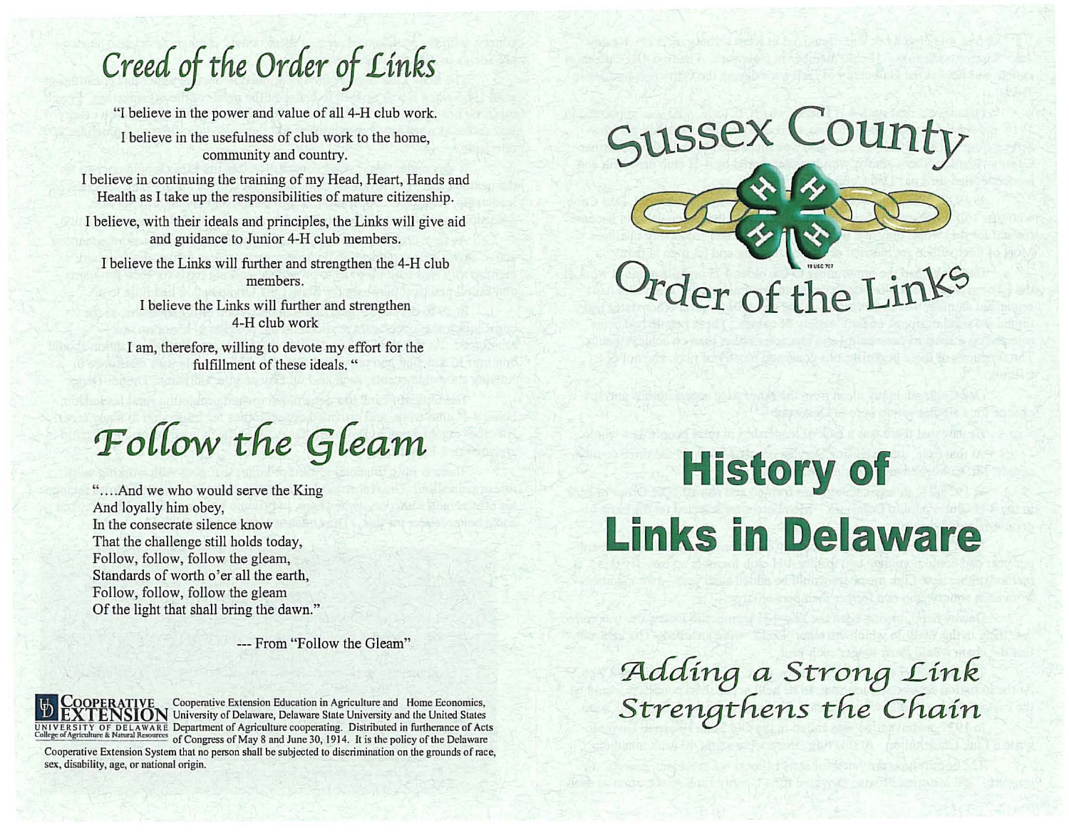## Creed of the Order of Links

"I believe in the power and value of all 4-H club work.

I believe in the usefulness of club work to the home, community and country.

I believe in continuing the training of my Head, Heart, Hands and Health as I take up the responsibilities of mature citizenship.

I believe, with their ideals and principles, the Links will give aid and guidance to Junior 4-H club members.

I believe the Links will further and strengthen the 4-H club members.

I believe the Links will further and strengthen 4-H club work

I am, therefore, willing to devote my effort for the fulfillment of these ideals. "

## Follow the Gleam

"….And we who would serve the King
And loyally him obey,
In the consecrate silence know
That the challenge still holds today,
Follow, follow, follow the gleam,
Standards of worth o'er all the earth,
Follow, follow, follow the gleam
Of the light that shall bring the dawn."

--- From "Follow the Gleam"

COOPERATIVE EXTENSION
UNIVERSITY OF DELAWARE
College of Agriculture & Natural Resources

Cooperative Extension Education in Agriculture and Home Economics, University of Delaware, Delaware State University and the United States Department of Agriculture cooperating. Distributed in furtherance of Acts of Congress of May 8 and June 30, 1914. It is the policy of the Delaware Cooperative Extension System that no person shall be subjected to discrimination on the grounds of race, sex, disability, age, or national origin.

# Sussex County Order of the Links

# History of Links in Delaware

*Adding a Strong Link Strengthens the Chain*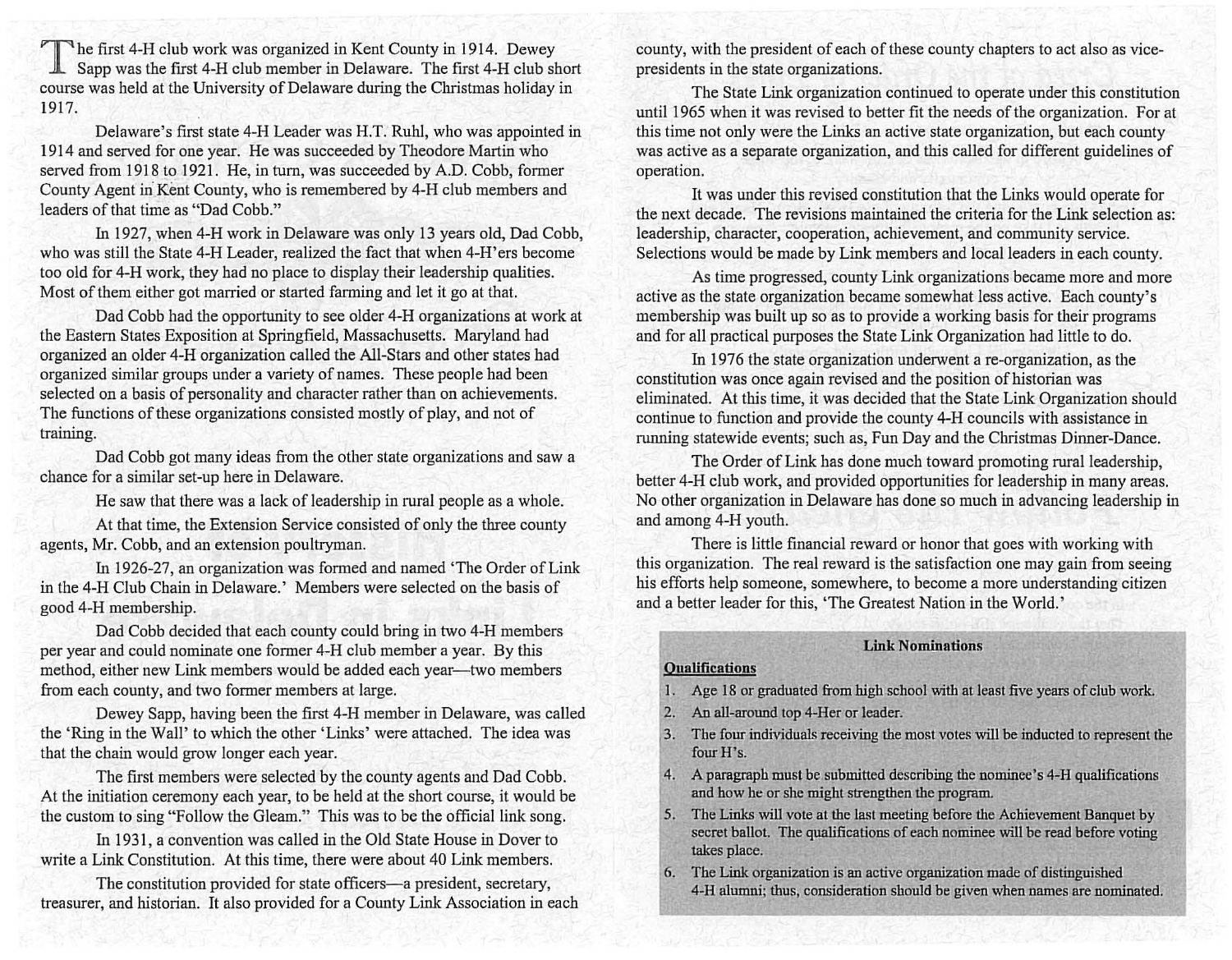The first 4-H club work was organized in Kent County in 1914. Dewey Sapp was the first 4-H club member in Delaware. The first 4-H club short course was held at the University of Delaware during the Christmas holiday in 1917.

Delaware's first state 4-H Leader was H.T. Ruhl, who was appointed in 1914 and served for one year. He was succeeded by Theodore Martin who served from 1918 to 1921. He, in turn, was succeeded by A.D. Cobb, former County Agent in Kent County, who is remembered by 4-H club members and leaders of that time as "Dad Cobb."

In 1927, when 4-H work in Delaware was only 13 years old, Dad Cobb, who was still the State 4-H Leader, realized the fact that when 4-H'ers become too old for 4-H work, they had no place to display their leadership qualities. Most of them either got married or started farming and let it go at that.

Dad Cobb had the opportunity to see older 4-H organizations at work at the Eastern States Exposition at Springfield, Massachusetts. Maryland had organized an older 4-H organization called the All-Stars and other states had organized similar groups under a variety of names. These people had been selected on a basis of personality and character rather than on achievements. The functions of these organizations consisted mostly of play, and not of training.

Dad Cobb got many ideas from the other state organizations and saw a chance for a similar set-up here in Delaware.

He saw that there was a lack of leadership in rural people as a whole.

At that time, the Extension Service consisted of only the three county agents, Mr. Cobb, and an extension poultryman.

In 1926-27, an organization was formed and named 'The Order of Link in the 4-H Club Chain in Delaware.' Members were selected on the basis of good 4-H membership.

Dad Cobb decided that each county could bring in two 4-H members per year and could nominate one former 4-H club member a year. By this method, either new Link members would be added each year—two members from each county, and two former members at large.

Dewey Sapp, having been the first 4-H member in Delaware, was called the 'Ring in the Wall' to which the other 'Links' were attached. The idea was that the chain would grow longer each year.

The first members were selected by the county agents and Dad Cobb. At the initiation ceremony each year, to be held at the short course, it would be the custom to sing "Follow the Gleam." This was to be the official link song.

In 1931, a convention was called in the Old State House in Dover to write a Link Constitution. At this time, there were about 40 Link members.

The constitution provided for state officers—a president, secretary, treasurer, and historian. It also provided for a County Link Association in each county, with the president of each of these county chapters to act also as vice-presidents in the state organizations.

The State Link organization continued to operate under this constitution until 1965 when it was revised to better fit the needs of the organization. For at this time not only were the Links an active state organization, but each county was active as a separate organization, and this called for different guidelines of operation.

It was under this revised constitution that the Links would operate for the next decade. The revisions maintained the criteria for the Link selection as: leadership, character, cooperation, achievement, and community service. Selections would be made by Link members and local leaders in each county.

As time progressed, county Link organizations became more and more active as the state organization became somewhat less active. Each county's membership was built up so as to provide a working basis for their programs and for all practical purposes the State Link Organization had little to do.

In 1976 the state organization underwent a re-organization, as the constitution was once again revised and the position of historian was eliminated. At this time, it was decided that the State Link Organization should continue to function and provide the county 4-H councils with assistance in running statewide events; such as, Fun Day and the Christmas Dinner-Dance.

The Order of Link has done much toward promoting rural leadership, better 4-H club work, and provided opportunities for leadership in many areas. No other organization in Delaware has done so much in advancing leadership in and among 4-H youth.

There is little financial reward or honor that goes with working with this organization. The real reward is the satisfaction one may gain from seeing his efforts help someone, somewhere, to become a more understanding citizen and a better leader for this, 'The Greatest Nation in the World.'

**Link Nominations**

**Qualifications**

1. Age 18 or graduated from high school with at least five years of club work.
2. An all-around top 4-Her or leader.
3. The four individuals receiving the most votes will be inducted to represent the four H's.
4. A paragraph must be submitted describing the nominee's 4-H qualifications and how he or she might strengthen the program.
5. The Links will vote at the last meeting before the Achievement Banquet by secret ballot. The qualifications of each nominee will be read before voting takes place.
6. The Link organization is an active organization made of distinguished 4-H alumni; thus, consideration should be given when names are nominated.